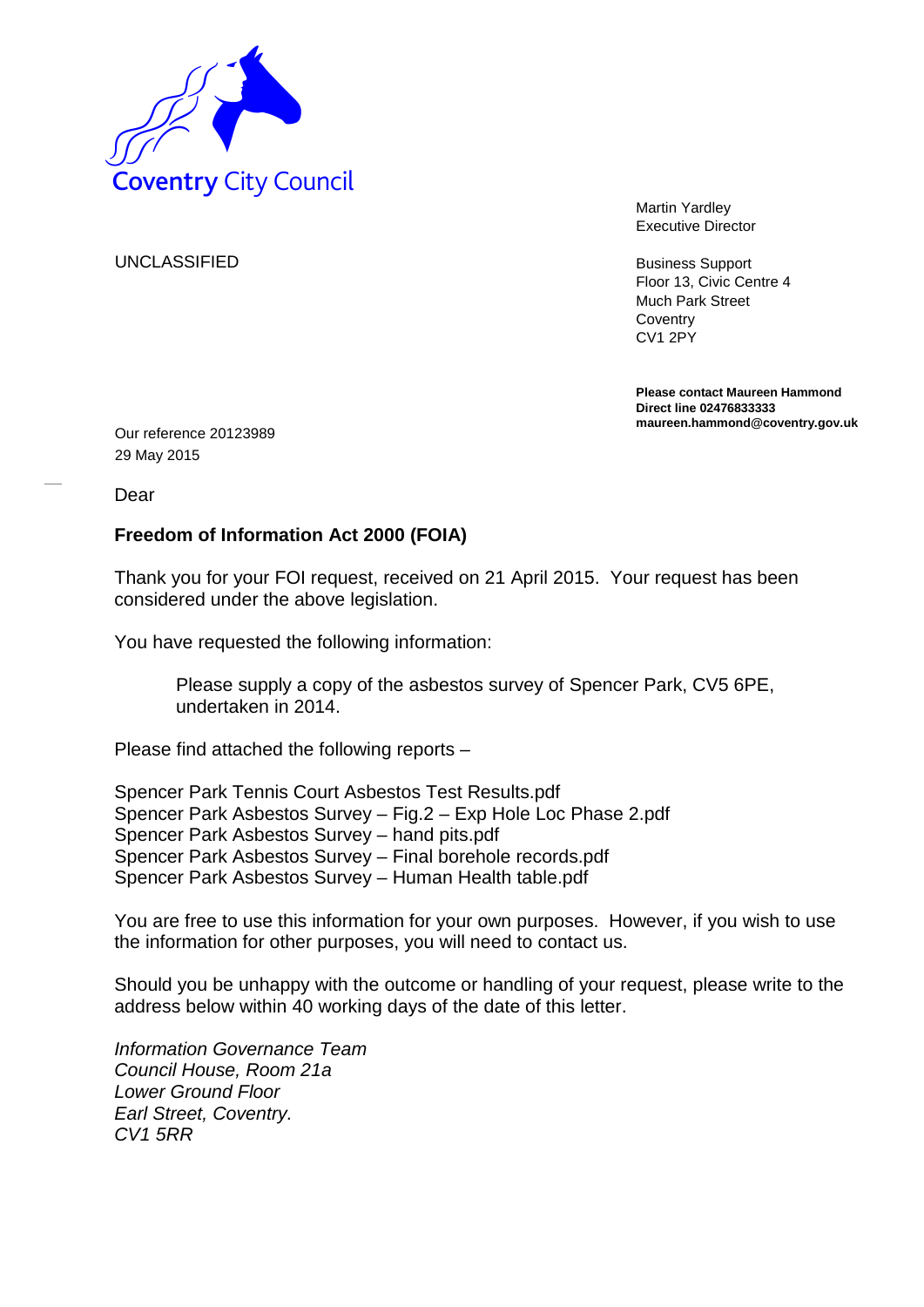Coventry City Council

Martin Yardley
Executive Director

UNCLASSIFIED

Business Support
Floor 13, Civic Centre 4
Much Park Street
Coventry
CV1 2PY

**Please contact Maureen Hammond**
**Direct line 02476833333**
**maureen.hammond@coventry.gov.uk**

Our reference 20123989
29 May 2015

Dear

**Freedom of Information Act 2000 (FOIA)**

Thank you for your FOI request, received on 21 April 2015. Your request has been considered under the above legislation.

You have requested the following information:

> Please supply a copy of the asbestos survey of Spencer Park, CV5 6PE, undertaken in 2014.

Please find attached the following reports –

Spencer Park Tennis Court Asbestos Test Results.pdf
Spencer Park Asbestos Survey – Fig.2 – Exp Hole Loc Phase 2.pdf
Spencer Park Asbestos Survey – hand pits.pdf
Spencer Park Asbestos Survey – Final borehole records.pdf
Spencer Park Asbestos Survey – Human Health table.pdf

You are free to use this information for your own purposes. However, if you wish to use the information for other purposes, you will need to contact us.

Should you be unhappy with the outcome or handling of your request, please write to the address below within 40 working days of the date of this letter.

*Information Governance Team*
*Council House, Room 21a*
*Lower Ground Floor*
*Earl Street, Coventry.*
*CV1 5RR*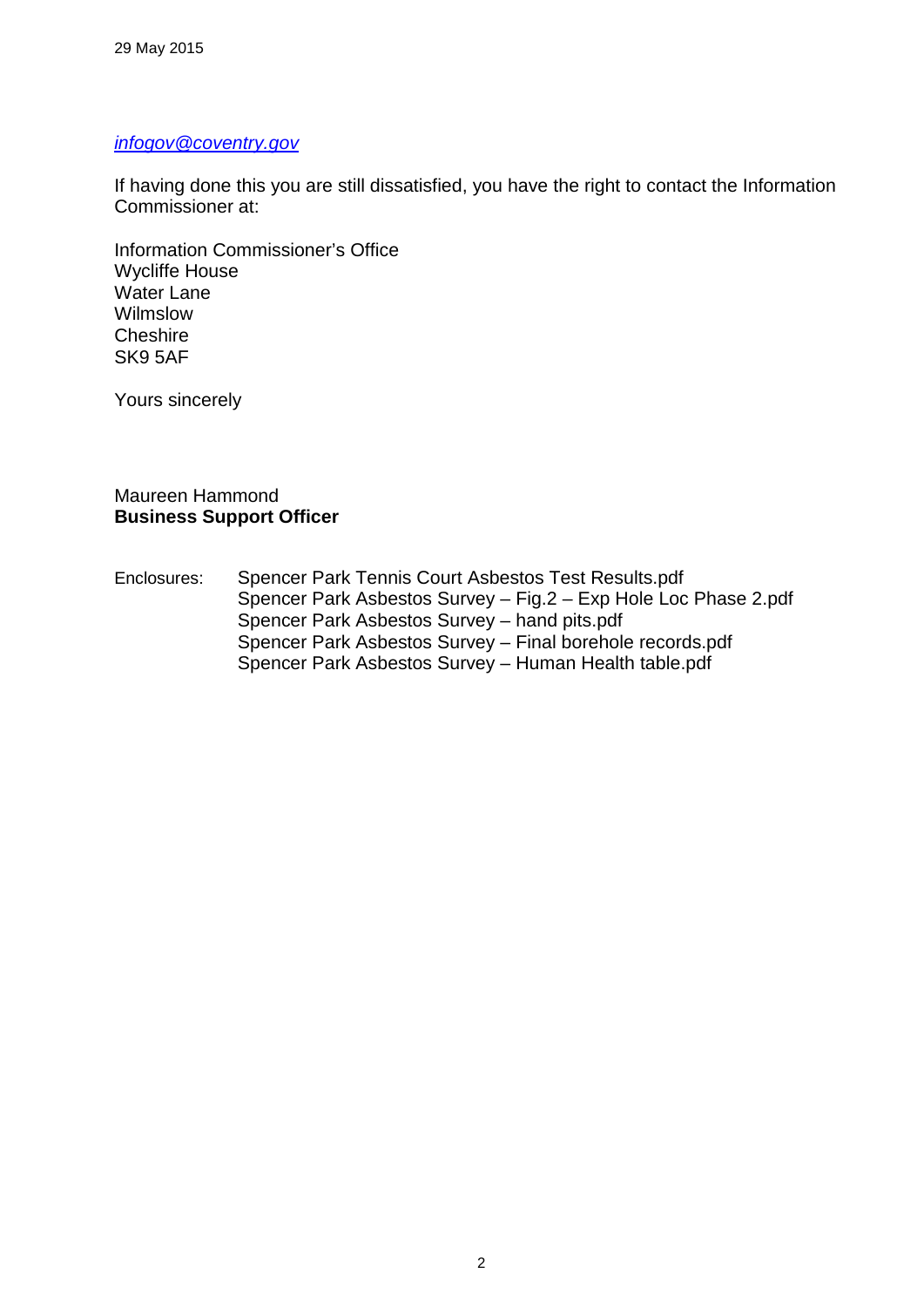29 May 2015

*infogov@coventry.gov*

If having done this you are still dissatisfied, you have the right to contact the Information Commissioner at:

Information Commissioner's Office  
Wycliffe House  
Water Lane  
Wilmslow  
Cheshire  
SK9 5AF

Yours sincerely

Maureen Hammond  
**Business Support Officer**

Enclosures:
- Spencer Park Tennis Court Asbestos Test Results.pdf
- Spencer Park Asbestos Survey – Fig.2 – Exp Hole Loc Phase 2.pdf
- Spencer Park Asbestos Survey – hand pits.pdf
- Spencer Park Asbestos Survey – Final borehole records.pdf
- Spencer Park Asbestos Survey – Human Health table.pdf